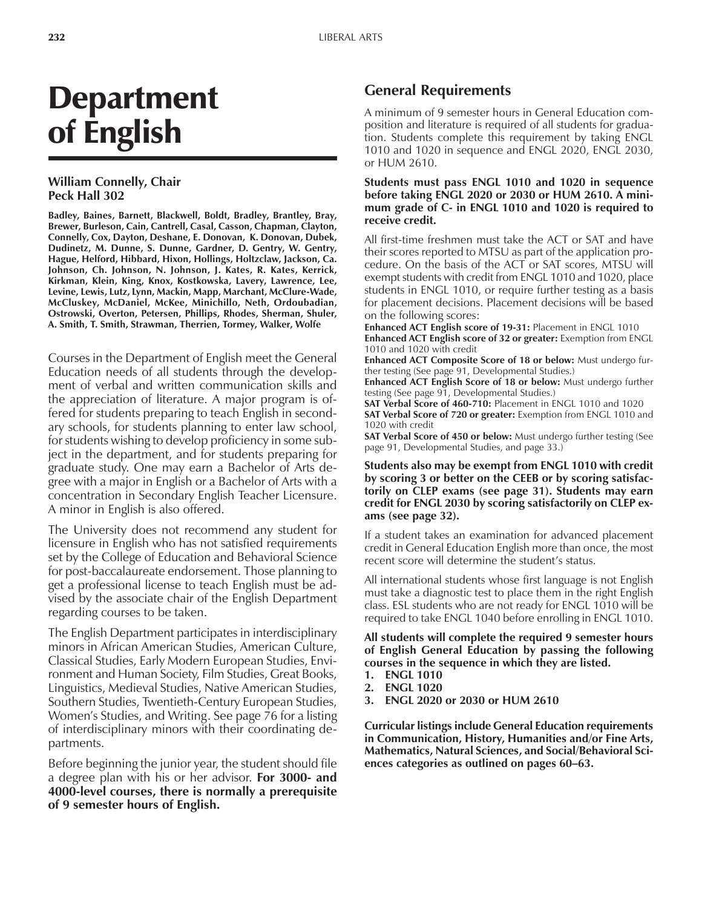# Department of English

**William Connelly, Chair**
**Peck Hall 302**

**Badley, Baines, Barnett, Blackwell, Boldt, Bradley, Brantley, Bray, Brewer, Burleson, Cain, Cantrell, Casal, Casson, Chapman, Clayton, Connelly, Cox, Dayton, Deshane, E. Donovan, K. Donovan, Dubek, Dudinetz, M. Dunne, S. Dunne, Gardner, D. Gentry, W. Gentry, Hague, Helford, Hibbard, Hixon, Hollings, Holtzclaw, Jackson, Ca. Johnson, Ch. Johnson, N. Johnson, J. Kates, R. Kates, Kerrick, Kirkman, Klein, King, Knox, Kostkowska, Lavery, Lawrence, Lee, Levine, Lewis, Lutz, Lynn, Mackin, Mapp, Marchant, McClure-Wade, McCluskey, McDaniel, McKee, Minichillo, Neth, Ordoubadian, Ostrowski, Overton, Petersen, Phillips, Rhodes, Sherman, Shuler, A. Smith, T. Smith, Strawman, Therrien, Tormey, Walker, Wolfe**

Courses in the Department of English meet the General Education needs of all students through the development of verbal and written communication skills and the appreciation of literature. A major program is offered for students preparing to teach English in secondary schools, for students planning to enter law school, for students wishing to develop proficiency in some subject in the department, and for students preparing for graduate study. One may earn a Bachelor of Arts degree with a major in English or a Bachelor of Arts with a concentration in Secondary English Teacher Licensure. A minor in English is also offered.

The University does not recommend any student for licensure in English who has not satisfied requirements set by the College of Education and Behavioral Science for post-baccalaureate endorsement. Those planning to get a professional license to teach English must be advised by the associate chair of the English Department regarding courses to be taken.

The English Department participates in interdisciplinary minors in African American Studies, American Culture, Classical Studies, Early Modern European Studies, Environment and Human Society, Film Studies, Great Books, Linguistics, Medieval Studies, Native American Studies, Southern Studies, Twentieth-Century European Studies, Women's Studies, and Writing. See page 76 for a listing of interdisciplinary minors with their coordinating departments.

Before beginning the junior year, the student should file a degree plan with his or her advisor. **For 3000- and 4000-level courses, there is normally a prerequisite of 9 semester hours of English.**

## General Requirements

A minimum of 9 semester hours in General Education composition and literature is required of all students for graduation. Students complete this requirement by taking ENGL 1010 and 1020 in sequence and ENGL 2020, ENGL 2030, or HUM 2610.

**Students must pass ENGL 1010 and 1020 in sequence before taking ENGL 2020 or 2030 or HUM 2610. A minimum grade of C- in ENGL 1010 and 1020 is required to receive credit.**

All first-time freshmen must take the ACT or SAT and have their scores reported to MTSU as part of the application procedure. On the basis of the ACT or SAT scores, MTSU will exempt students with credit from ENGL 1010 and 1020, place students in ENGL 1010, or require further testing as a basis for placement decisions. Placement decisions will be based on the following scores:

**Enhanced ACT English score of 19-31:** Placement in ENGL 1010
**Enhanced ACT English score of 32 or greater:** Exemption from ENGL 1010 and 1020 with credit
**Enhanced ACT Composite Score of 18 or below:** Must undergo further testing (See page 91, Developmental Studies.)
**Enhanced ACT English Score of 18 or below:** Must undergo further testing (See page 91, Developmental Studies.)
**SAT Verbal Score of 460-710:** Placement in ENGL 1010 and 1020
**SAT Verbal Score of 720 or greater:** Exemption from ENGL 1010 and 1020 with credit
**SAT Verbal Score of 450 or below:** Must undergo further testing (See page 91, Developmental Studies, and page 33.)

**Students also may be exempt from ENGL 1010 with credit by scoring 3 or better on the CEEB or by scoring satisfactorily on CLEP exams (see page 31). Students may earn credit for ENGL 2030 by scoring satisfactorily on CLEP exams (see page 32).**

If a student takes an examination for advanced placement credit in General Education English more than once, the most recent score will determine the student's status.

All international students whose first language is not English must take a diagnostic test to place them in the right English class. ESL students who are not ready for ENGL 1010 will be required to take ENGL 1040 before enrolling in ENGL 1010.

**All students will complete the required 9 semester hours of English General Education by passing the following courses in the sequence in which they are listed.**

1. **ENGL 1010**
2. **ENGL 1020**
3. **ENGL 2020 or 2030 or HUM 2610**

**Curricular listings include General Education requirements in Communication, History, Humanities and/or Fine Arts, Mathematics, Natural Sciences, and Social/Behavioral Sciences categories as outlined on pages 60–63.**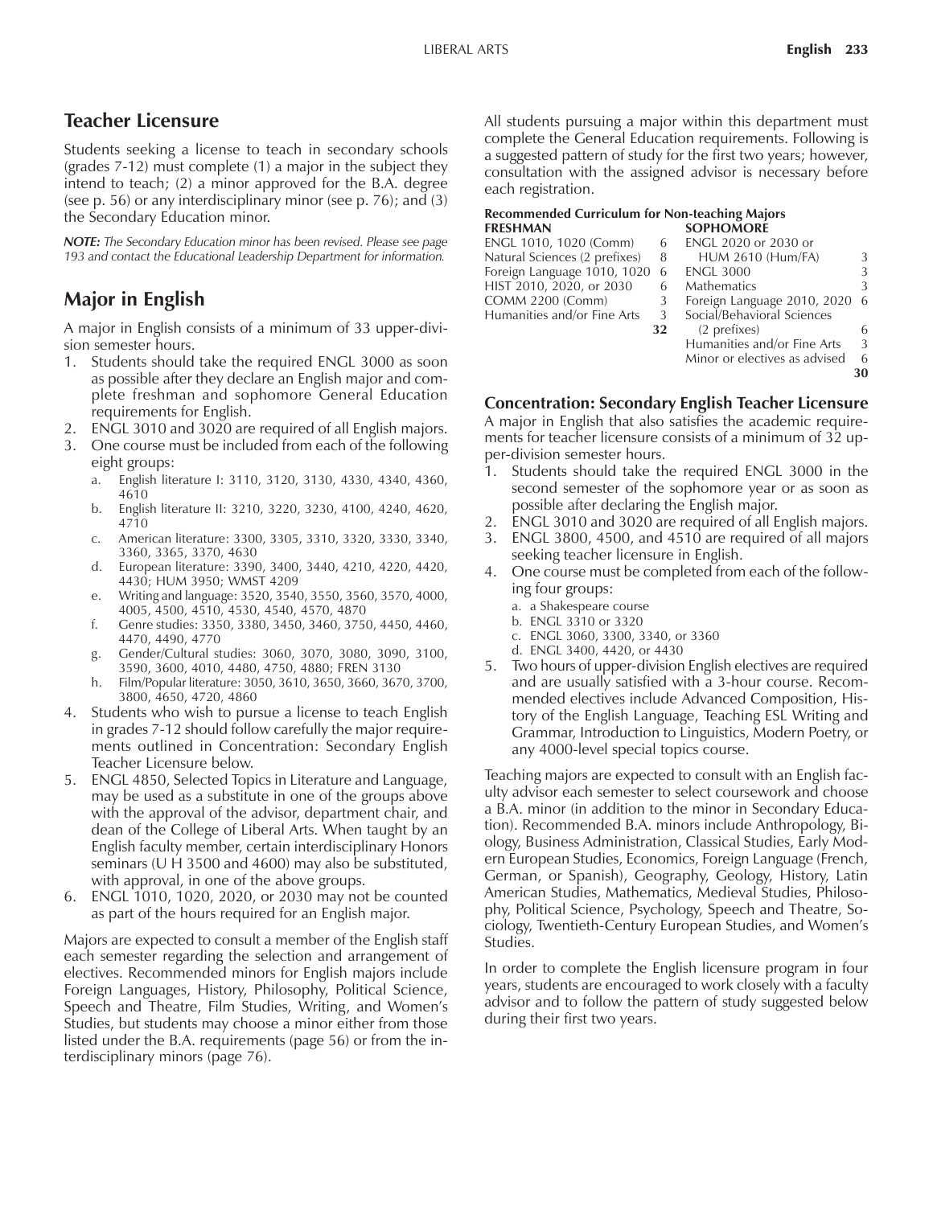## Teacher Licensure

Students seeking a license to teach in secondary schools (grades 7-12) must complete (1) a major in the subject they intend to teach; (2) a minor approved for the B.A. degree (see p. 56) or any interdisciplinary minor (see p. 76); and (3) the Secondary Education minor.

***NOTE:*** *The Secondary Education minor has been revised. Please see page 193 and contact the Educational Leadership Department for information.*

## Major in English

A major in English consists of a minimum of 33 upper-division semester hours.

1. Students should take the required ENGL 3000 as soon as possible after they declare an English major and complete freshman and sophomore General Education requirements for English.
2. ENGL 3010 and 3020 are required of all English majors.
3. One course must be included from each of the following eight groups:
   a. English literature I: 3110, 3120, 3130, 4330, 4340, 4360, 4610
   b. English literature II: 3210, 3220, 3230, 4100, 4240, 4620, 4710
   c. American literature: 3300, 3305, 3310, 3320, 3330, 3340, 3360, 3365, 3370, 4630
   d. European literature: 3390, 3400, 3440, 4210, 4220, 4420, 4430; HUM 3950; WMST 4209
   e. Writing and language: 3520, 3540, 3550, 3560, 3570, 4000, 4005, 4500, 4510, 4530, 4540, 4570, 4870
   f. Genre studies: 3350, 3380, 3450, 3460, 3750, 4450, 4460, 4470, 4490, 4770
   g. Gender/Cultural studies: 3060, 3070, 3080, 3090, 3100, 3590, 3600, 4010, 4480, 4750, 4880; FREN 3130
   h. Film/Popular literature: 3050, 3610, 3650, 3660, 3670, 3700, 3800, 4650, 4720, 4860
4. Students who wish to pursue a license to teach English in grades 7-12 should follow carefully the major requirements outlined in Concentration: Secondary English Teacher Licensure below.
5. ENGL 4850, Selected Topics in Literature and Language, may be used as a substitute in one of the groups above with the approval of the advisor, department chair, and dean of the College of Liberal Arts. When taught by an English faculty member, certain interdisciplinary Honors seminars (U H 3500 and 4600) may also be substituted, with approval, in one of the above groups.
6. ENGL 1010, 1020, 2020, or 2030 may not be counted as part of the hours required for an English major.

Majors are expected to consult a member of the English staff each semester regarding the selection and arrangement of electives. Recommended minors for English majors include Foreign Languages, History, Philosophy, Political Science, Speech and Theatre, Film Studies, Writing, and Women's Studies, but students may choose a minor either from those listed under the B.A. requirements (page 56) or from the interdisciplinary minors (page 76).

All students pursuing a major within this department must complete the General Education requirements. Following is a suggested pattern of study for the first two years; however, consultation with the assigned advisor is necessary before each registration.

**Recommended Curriculum for Non-teaching Majors**

| FRESHMAN | | SOPHOMORE | |
|---|---|---|---|
| ENGL 1010, 1020 (Comm) | 6 | ENGL 2020 or 2030 or HUM 2610 (Hum/FA) | 3 |
| Natural Sciences (2 prefixes) | 8 | ENGL 3000 | 3 |
| Foreign Language 1010, 1020 | 6 | Mathematics | 3 |
| HIST 2010, 2020, or 2030 | 6 | Foreign Language 2010, 2020 | 6 |
| COMM 2200 (Comm) | 3 | Social/Behavioral Sciences (2 prefixes) | 6 |
| Humanities and/or Fine Arts | 3 | Humanities and/or Fine Arts | 3 |
| | **32** | Minor or electives as advised | 6 |
| | | | **30** |

### Concentration: Secondary English Teacher Licensure

A major in English that also satisfies the academic requirements for teacher licensure consists of a minimum of 32 upper-division semester hours.

1. Students should take the required ENGL 3000 in the second semester of the sophomore year or as soon as possible after declaring the English major.
2. ENGL 3010 and 3020 are required of all English majors.
3. ENGL 3800, 4500, and 4510 are required of all majors seeking teacher licensure in English.
4. One course must be completed from each of the following four groups:
   a. a Shakespeare course
   b. ENGL 3310 or 3320
   c. ENGL 3060, 3300, 3340, or 3360
   d. ENGL 3400, 4420, or 4430
5. Two hours of upper-division English electives are required and are usually satisfied with a 3-hour course. Recommended electives include Advanced Composition, History of the English Language, Teaching ESL Writing and Grammar, Introduction to Linguistics, Modern Poetry, or any 4000-level special topics course.

Teaching majors are expected to consult with an English faculty advisor each semester to select coursework and choose a B.A. minor (in addition to the minor in Secondary Education). Recommended B.A. minors include Anthropology, Biology, Business Administration, Classical Studies, Early Modern European Studies, Economics, Foreign Language (French, German, or Spanish), Geography, Geology, History, Latin American Studies, Mathematics, Medieval Studies, Philosophy, Political Science, Psychology, Speech and Theatre, Sociology, Twentieth-Century European Studies, and Women's Studies.

In order to complete the English licensure program in four years, students are encouraged to work closely with a faculty advisor and to follow the pattern of study suggested below during their first two years.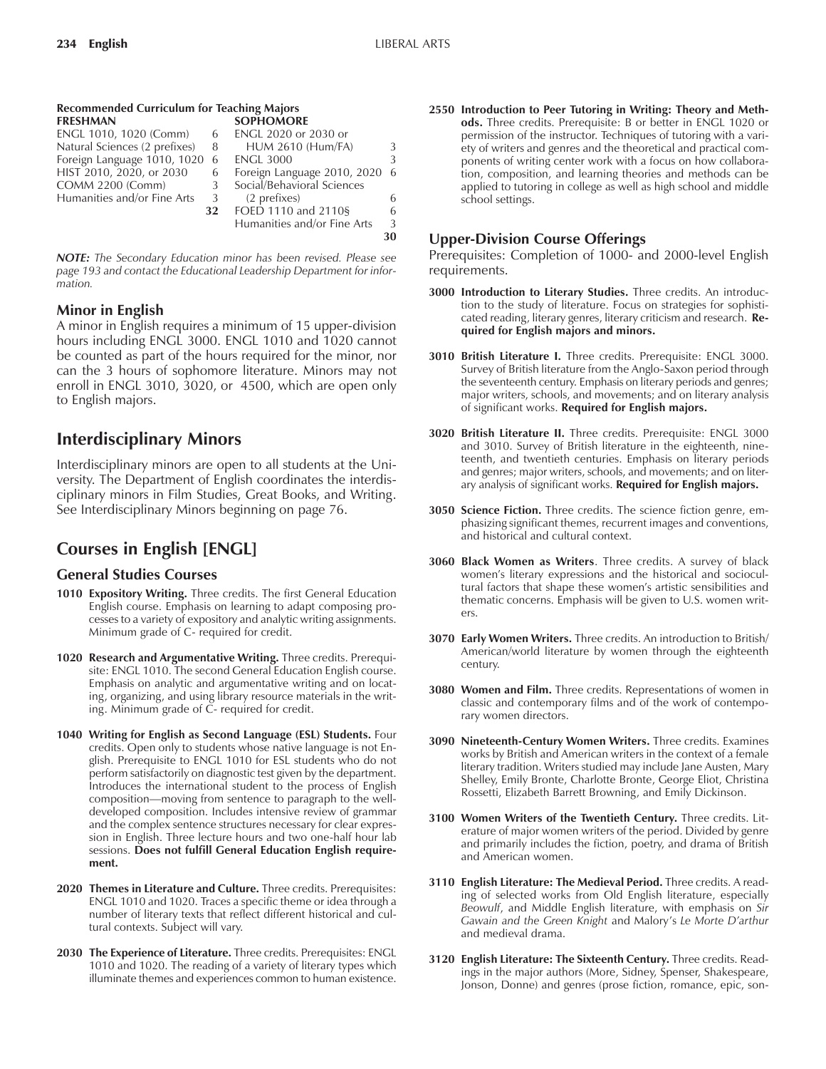**Recommended Curriculum for Teaching Majors**

| FRESHMAN | | SOPHOMORE | |
|---|---|---|---|
| ENGL 1010, 1020 (Comm) | 6 | ENGL 2020 or 2030 or HUM 2610 (Hum/FA) | 3 |
| Natural Sciences (2 prefixes) | 8 | ENGL 3000 | 3 |
| Foreign Language 1010, 1020 | 6 | Foreign Language 2010, 2020 | 6 |
| HIST 2010, 2020, or 2030 | 6 | Social/Behavioral Sciences (2 prefixes) | 6 |
| COMM 2200 (Comm) | 3 | FOED 1110 and 2110§ | 6 |
| Humanities and/or Fine Arts | 3 | Humanities and/or Fine Arts | 3 |
| | **32** | | **30** |

***NOTE:*** *The Secondary Education minor has been revised. Please see page 193 and contact the Educational Leadership Department for information.*

### Minor in English

A minor in English requires a minimum of 15 upper-division hours including ENGL 3000. ENGL 1010 and 1020 cannot be counted as part of the hours required for the minor, nor can the 3 hours of sophomore literature. Minors may not enroll in ENGL 3010, 3020, or 4500, which are open only to English majors.

## Interdisciplinary Minors

Interdisciplinary minors are open to all students at the University. The Department of English coordinates the interdisciplinary minors in Film Studies, Great Books, and Writing. See Interdisciplinary Minors beginning on page 76.

## Courses in English [ENGL]

### General Studies Courses

**1010 Expository Writing.** Three credits. The first General Education English course. Emphasis on learning to adapt composing processes to a variety of expository and analytic writing assignments. Minimum grade of C- required for credit.

**1020 Research and Argumentative Writing.** Three credits. Prerequisite: ENGL 1010. The second General Education English course. Emphasis on analytic and argumentative writing and on locating, organizing, and using library resource materials in the writing. Minimum grade of C- required for credit.

**1040 Writing for English as Second Language (ESL) Students.** Four credits. Open only to students whose native language is not English. Prerequisite to ENGL 1010 for ESL students who do not perform satisfactorily on diagnostic test given by the department. Introduces the international student to the process of English composition—moving from sentence to paragraph to the well-developed composition. Includes intensive review of grammar and the complex sentence structures necessary for clear expression in English. Three lecture hours and two one-half hour lab sessions. **Does not fulfill General Education English requirement.**

**2020 Themes in Literature and Culture.** Three credits. Prerequisites: ENGL 1010 and 1020. Traces a specific theme or idea through a number of literary texts that reflect different historical and cultural contexts. Subject will vary.

**2030 The Experience of Literature.** Three credits. Prerequisites: ENGL 1010 and 1020. The reading of a variety of literary types which illuminate themes and experiences common to human existence.

**2550 Introduction to Peer Tutoring in Writing: Theory and Methods.** Three credits. Prerequisite: B or better in ENGL 1020 or permission of the instructor. Techniques of tutoring with a variety of writers and genres and the theoretical and practical components of writing center work with a focus on how collaboration, composition, and learning theories and methods can be applied to tutoring in college as well as high school and middle school settings.

### Upper-Division Course Offerings

Prerequisites: Completion of 1000- and 2000-level English requirements.

**3000 Introduction to Literary Studies.** Three credits. An introduction to the study of literature. Focus on strategies for sophisticated reading, literary genres, literary criticism and research. **Required for English majors and minors.**

**3010 British Literature I.** Three credits. Prerequisite: ENGL 3000. Survey of British literature from the Anglo-Saxon period through the seventeenth century. Emphasis on literary periods and genres; major writers, schools, and movements; and on literary analysis of significant works. **Required for English majors.**

**3020 British Literature II.** Three credits. Prerequisite: ENGL 3000 and 3010. Survey of British literature in the eighteenth, nineteenth, and twentieth centuries. Emphasis on literary periods and genres; major writers, schools, and movements; and on literary analysis of significant works. **Required for English majors.**

**3050 Science Fiction.** Three credits. The science fiction genre, emphasizing significant themes, recurrent images and conventions, and historical and cultural context.

**3060 Black Women as Writers**. Three credits. A survey of black women's literary expressions and the historical and sociocultural factors that shape these women's artistic sensibilities and thematic concerns. Emphasis will be given to U.S. women writers.

**3070 Early Women Writers.** Three credits. An introduction to British/American/world literature by women through the eighteenth century.

**3080 Women and Film.** Three credits. Representations of women in classic and contemporary films and of the work of contemporary women directors.

**3090 Nineteenth-Century Women Writers.** Three credits. Examines works by British and American writers in the context of a female literary tradition. Writers studied may include Jane Austen, Mary Shelley, Emily Bronte, Charlotte Bronte, George Eliot, Christina Rossetti, Elizabeth Barrett Browning, and Emily Dickinson.

**3100 Women Writers of the Twentieth Century.** Three credits. Literature of major women writers of the period. Divided by genre and primarily includes the fiction, poetry, and drama of British and American women.

**3110 English Literature: The Medieval Period.** Three credits. A reading of selected works from Old English literature, especially *Beowulf*, and Middle English literature, with emphasis on *Sir Gawain and the Green Knight* and Malory's *Le Morte D'arthur* and medieval drama.

**3120 English Literature: The Sixteenth Century.** Three credits. Readings in the major authors (More, Sidney, Spenser, Shakespeare, Jonson, Donne) and genres (prose fiction, romance, epic, son-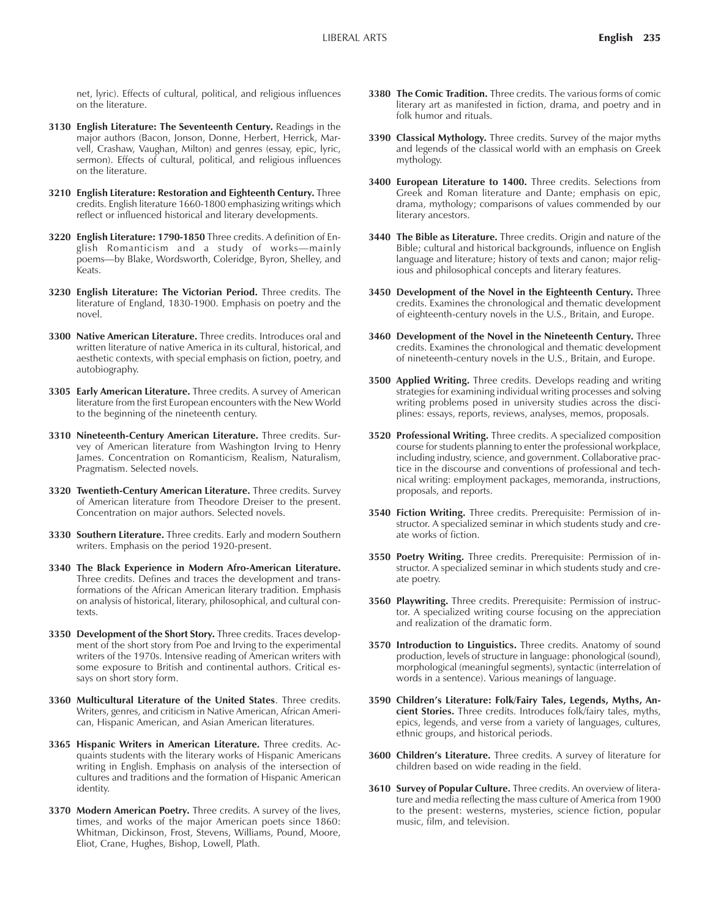net, lyric). Effects of cultural, political, and religious influences on the literature.

**3130 English Literature: The Seventeenth Century.** Readings in the major authors (Bacon, Jonson, Donne, Herbert, Herrick, Marvell, Crashaw, Vaughan, Milton) and genres (essay, epic, lyric, sermon). Effects of cultural, political, and religious influences on the literature.

**3210 English Literature: Restoration and Eighteenth Century.** Three credits. English literature 1660-1800 emphasizing writings which reflect or influenced historical and literary developments.

**3220 English Literature: 1790-1850** Three credits. A definition of English Romanticism and a study of works—mainly poems—by Blake, Wordsworth, Coleridge, Byron, Shelley, and Keats.

**3230 English Literature: The Victorian Period.** Three credits. The literature of England, 1830-1900. Emphasis on poetry and the novel.

**3300 Native American Literature.** Three credits. Introduces oral and written literature of native America in its cultural, historical, and aesthetic contexts, with special emphasis on fiction, poetry, and autobiography.

**3305 Early American Literature.** Three credits. A survey of American literature from the first European encounters with the New World to the beginning of the nineteenth century.

**3310 Nineteenth-Century American Literature.** Three credits. Survey of American literature from Washington Irving to Henry James. Concentration on Romanticism, Realism, Naturalism, Pragmatism. Selected novels.

**3320 Twentieth-Century American Literature.** Three credits. Survey of American literature from Theodore Dreiser to the present. Concentration on major authors. Selected novels.

**3330 Southern Literature.** Three credits. Early and modern Southern writers. Emphasis on the period 1920-present.

**3340 The Black Experience in Modern Afro-American Literature.** Three credits. Defines and traces the development and transformations of the African American literary tradition. Emphasis on analysis of historical, literary, philosophical, and cultural contexts.

**3350 Development of the Short Story.** Three credits. Traces development of the short story from Poe and Irving to the experimental writers of the 1970s. Intensive reading of American writers with some exposure to British and continental authors. Critical essays on short story form.

**3360 Multicultural Literature of the United States**. Three credits. Writers, genres, and criticism in Native American, African American, Hispanic American, and Asian American literatures.

**3365 Hispanic Writers in American Literature.** Three credits. Acquaints students with the literary works of Hispanic Americans writing in English. Emphasis on analysis of the intersection of cultures and traditions and the formation of Hispanic American identity.

**3370 Modern American Poetry.** Three credits. A survey of the lives, times, and works of the major American poets since 1860: Whitman, Dickinson, Frost, Stevens, Williams, Pound, Moore, Eliot, Crane, Hughes, Bishop, Lowell, Plath.

**3380 The Comic Tradition.** Three credits. The various forms of comic literary art as manifested in fiction, drama, and poetry and in folk humor and rituals.

**3390 Classical Mythology.** Three credits. Survey of the major myths and legends of the classical world with an emphasis on Greek mythology.

**3400 European Literature to 1400.** Three credits. Selections from Greek and Roman literature and Dante; emphasis on epic, drama, mythology; comparisons of values commended by our literary ancestors.

**3440 The Bible as Literature.** Three credits. Origin and nature of the Bible; cultural and historical backgrounds, influence on English language and literature; history of texts and canon; major religious and philosophical concepts and literary features.

**3450 Development of the Novel in the Eighteenth Century.** Three credits. Examines the chronological and thematic development of eighteenth-century novels in the U.S., Britain, and Europe.

**3460 Development of the Novel in the Nineteenth Century.** Three credits. Examines the chronological and thematic development of nineteenth-century novels in the U.S., Britain, and Europe.

**3500 Applied Writing.** Three credits. Develops reading and writing strategies for examining individual writing processes and solving writing problems posed in university studies across the disciplines: essays, reports, reviews, analyses, memos, proposals.

**3520 Professional Writing.** Three credits. A specialized composition course for students planning to enter the professional workplace, including industry, science, and government. Collaborative practice in the discourse and conventions of professional and technical writing: employment packages, memoranda, instructions, proposals, and reports.

**3540 Fiction Writing.** Three credits. Prerequisite: Permission of instructor. A specialized seminar in which students study and create works of fiction.

**3550 Poetry Writing.** Three credits. Prerequisite: Permission of instructor. A specialized seminar in which students study and create poetry.

**3560 Playwriting.** Three credits. Prerequisite: Permission of instructor. A specialized writing course focusing on the appreciation and realization of the dramatic form.

**3570 Introduction to Linguistics.** Three credits. Anatomy of sound production, levels of structure in language: phonological (sound), morphological (meaningful segments), syntactic (interrelation of words in a sentence). Various meanings of language.

**3590 Children's Literature: Folk/Fairy Tales, Legends, Myths, Ancient Stories.** Three credits. Introduces folk/fairy tales, myths, epics, legends, and verse from a variety of languages, cultures, ethnic groups, and historical periods.

**3600 Children's Literature.** Three credits. A survey of literature for children based on wide reading in the field.

**3610 Survey of Popular Culture.** Three credits. An overview of literature and media reflecting the mass culture of America from 1900 to the present: westerns, mysteries, science fiction, popular music, film, and television.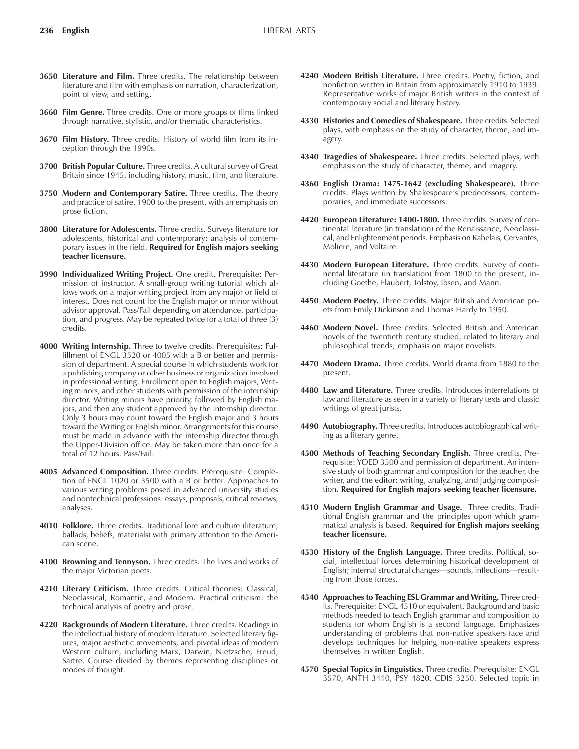**3650 Literature and Film.** Three credits. The relationship between literature and film with emphasis on narration, characterization, point of view, and setting.

**3660 Film Genre.** Three credits. One or more groups of films linked through narrative, stylistic, and/or thematic characteristics.

**3670 Film History.** Three credits. History of world film from its inception through the 1990s.

**3700 British Popular Culture.** Three credits. A cultural survey of Great Britain since 1945, including history, music, film, and literature.

**3750 Modern and Contemporary Satire.** Three credits. The theory and practice of satire, 1900 to the present, with an emphasis on prose fiction.

**3800 Literature for Adolescents.** Three credits. Surveys literature for adolescents, historical and contemporary; analysis of contemporary issues in the field. **Required for English majors seeking teacher licensure.**

**3990 Individualized Writing Project.** One credit. Prerequisite: Permission of instructor. A small-group writing tutorial which allows work on a major writing project from any major or field of interest. Does not count for the English major or minor without advisor approval. Pass/Fail depending on attendance, participation, and progress. May be repeated twice for a total of three (3) credits.

**4000 Writing Internship.** Three to twelve credits. Prerequisites: Fulfillment of ENGL 3520 or 4005 with a B or better and permission of department. A special course in which students work for a publishing company or other business or organization involved in professional writing. Enrollment open to English majors, Writing minors, and other students with permission of the internship director. Writing minors have priority, followed by English majors, and then any student approved by the internship director. Only 3 hours may count toward the English major and 3 hours toward the Writing or English minor. Arrangements for this course must be made in advance with the internship director through the Upper-Division office. May be taken more than once for a total of 12 hours. Pass/Fail.

**4005 Advanced Composition.** Three credits. Prerequisite: Completion of ENGL 1020 or 3500 with a B or better. Approaches to various writing problems posed in advanced university studies and nontechnical professions: essays, proposals, critical reviews, analyses.

**4010 Folklore.** Three credits. Traditional lore and culture (literature, ballads, beliefs, materials) with primary attention to the American scene.

**4100 Browning and Tennyson.** Three credits. The lives and works of the major Victorian poets.

**4210 Literary Criticism.** Three credits. Critical theories: Classical, Neoclassical, Romantic, and Modern. Practical criticism: the technical analysis of poetry and prose.

**4220 Backgrounds of Modern Literature.** Three credits. Readings in the intellectual history of modern literature. Selected literary figures, major aesthetic movements, and pivotal ideas of modern Western culture, including Marx, Darwin, Nietzsche, Freud, Sartre. Course divided by themes representing disciplines or modes of thought.

**4240 Modern British Literature.** Three credits. Poetry, fiction, and nonfiction written in Britain from approximately 1910 to 1939. Representative works of major British writers in the context of contemporary social and literary history.

**4330 Histories and Comedies of Shakespeare.** Three credits. Selected plays, with emphasis on the study of character, theme, and imagery.

**4340 Tragedies of Shakespeare.** Three credits. Selected plays, with emphasis on the study of character, theme, and imagery.

**4360 English Drama: 1475-1642 (excluding Shakespeare).** Three credits. Plays written by Shakespeare's predecessors, contemporaries, and immediate successors.

**4420 European Literature: 1400-1800.** Three credits. Survey of continental literature (in translation) of the Renaissance, Neoclassical, and Enlightenment periods. Emphasis on Rabelais, Cervantes, Moliere, and Voltaire.

**4430 Modern European Literature.** Three credits. Survey of continental literature (in translation) from 1800 to the present, including Goethe, Flaubert, Tolstoy, Ibsen, and Mann.

**4450 Modern Poetry.** Three credits. Major British and American poets from Emily Dickinson and Thomas Hardy to 1950.

**4460 Modern Novel.** Three credits. Selected British and American novels of the twentieth century studied, related to literary and philosophical trends; emphasis on major novelists.

**4470 Modern Drama.** Three credits. World drama from 1880 to the present.

**4480 Law and Literature.** Three credits. Introduces interrelations of law and literature as seen in a variety of literary texts and classic writings of great jurists.

**4490 Autobiography.** Three credits. Introduces autobiographical writing as a literary genre.

**4500 Methods of Teaching Secondary English.** Three credits. Prerequisite: YOED 3500 and permission of department. An intensive study of both grammar and composition for the teacher, the writer, and the editor: writing, analyzing, and judging composition. **Required for English majors seeking teacher licensure.**

**4510 Modern English Grammar and Usage.** Three credits. Traditional English grammar and the principles upon which grammatical analysis is based. R**equired for English majors seeking teacher licensure.**

**4530 History of the English Language.** Three credits. Political, social, intellectual forces determining historical development of English; internal structural changes—sounds, inflections—resulting from those forces.

**4540 Approaches to Teaching ESL Grammar and Writing.** Three credits. Prerequisite: ENGL 4510 or equivalent. Background and basic methods needed to teach English grammar and composition to students for whom English is a second language. Emphasizes understanding of problems that non-native speakers face and develops techniques for helping non-native speakers express themselves in written English.

**4570 Special Topics in Linguistics.** Three credits. Prerequisite: ENGL 3570, ANTH 3410, PSY 4820, CDIS 3250. Selected topic in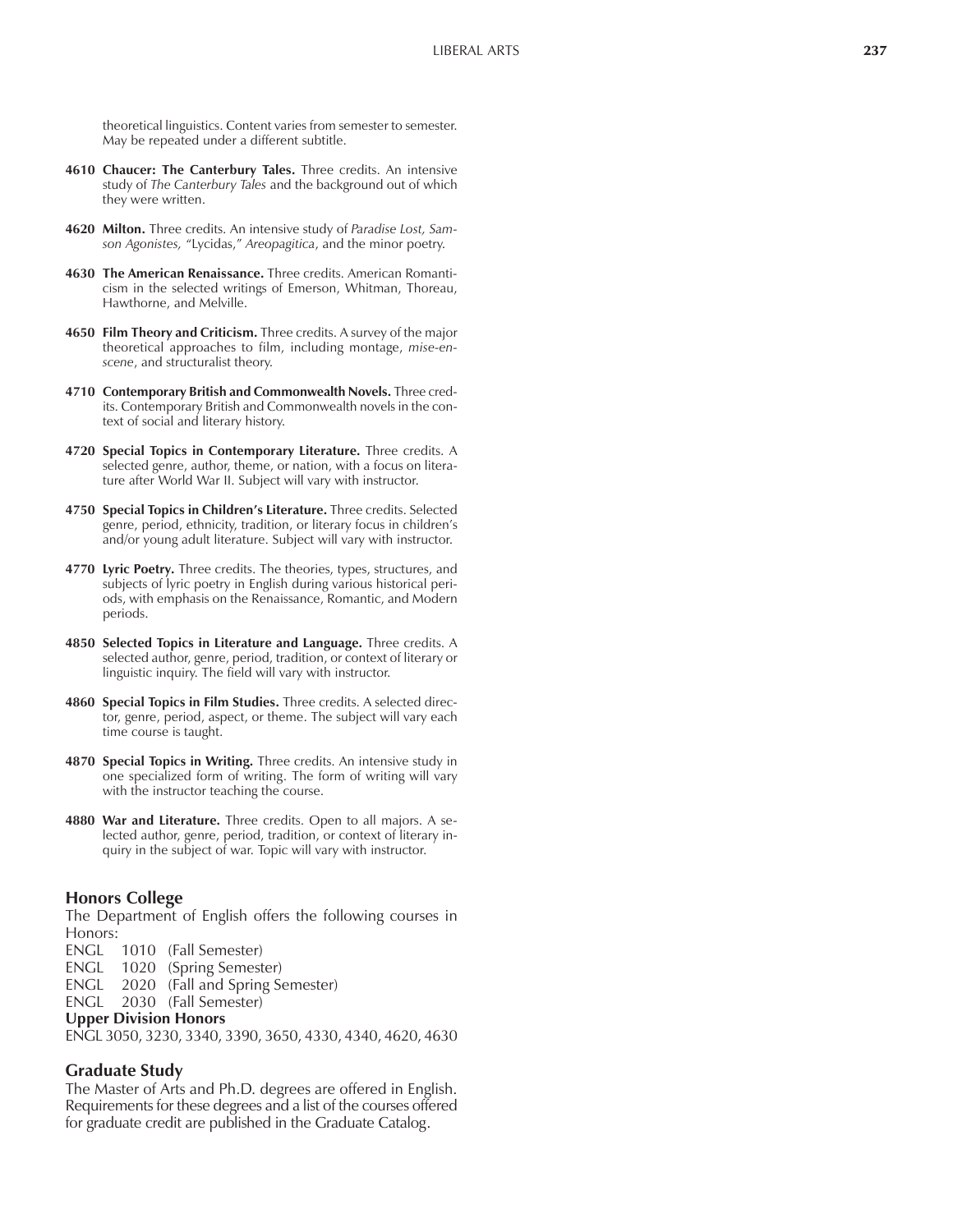theoretical linguistics. Content varies from semester to semester. May be repeated under a different subtitle.

**4610 Chaucer: The Canterbury Tales.** Three credits. An intensive study of *The Canterbury Tales* and the background out of which they were written.

**4620 Milton.** Three credits. An intensive study of *Paradise Lost, Samson Agonistes,* "Lycidas," *Areopagitica*, and the minor poetry.

**4630 The American Renaissance.** Three credits. American Romanticism in the selected writings of Emerson, Whitman, Thoreau, Hawthorne, and Melville.

**4650 Film Theory and Criticism.** Three credits. A survey of the major theoretical approaches to film, including montage, *mise-en-scene*, and structuralist theory.

**4710 Contemporary British and Commonwealth Novels.** Three credits. Contemporary British and Commonwealth novels in the context of social and literary history.

**4720 Special Topics in Contemporary Literature.** Three credits. A selected genre, author, theme, or nation, with a focus on literature after World War II. Subject will vary with instructor.

**4750 Special Topics in Children's Literature.** Three credits. Selected genre, period, ethnicity, tradition, or literary focus in children's and/or young adult literature. Subject will vary with instructor.

**4770 Lyric Poetry.** Three credits. The theories, types, structures, and subjects of lyric poetry in English during various historical periods, with emphasis on the Renaissance, Romantic, and Modern periods.

**4850 Selected Topics in Literature and Language.** Three credits. A selected author, genre, period, tradition, or context of literary or linguistic inquiry. The field will vary with instructor.

**4860 Special Topics in Film Studies.** Three credits. A selected director, genre, period, aspect, or theme. The subject will vary each time course is taught.

**4870 Special Topics in Writing.** Three credits. An intensive study in one specialized form of writing. The form of writing will vary with the instructor teaching the course.

**4880 War and Literature.** Three credits. Open to all majors. A selected author, genre, period, tradition, or context of literary inquiry in the subject of war. Topic will vary with instructor.

## Honors College

The Department of English offers the following courses in Honors:

ENGL 1010 (Fall Semester)
ENGL 1020 (Spring Semester)
ENGL 2020 (Fall and Spring Semester)
ENGL 2030 (Fall Semester)

**Upper Division Honors**

ENGL 3050, 3230, 3340, 3390, 3650, 4330, 4340, 4620, 4630

## Graduate Study

The Master of Arts and Ph.D. degrees are offered in English. Requirements for these degrees and a list of the courses offered for graduate credit are published in the Graduate Catalog.